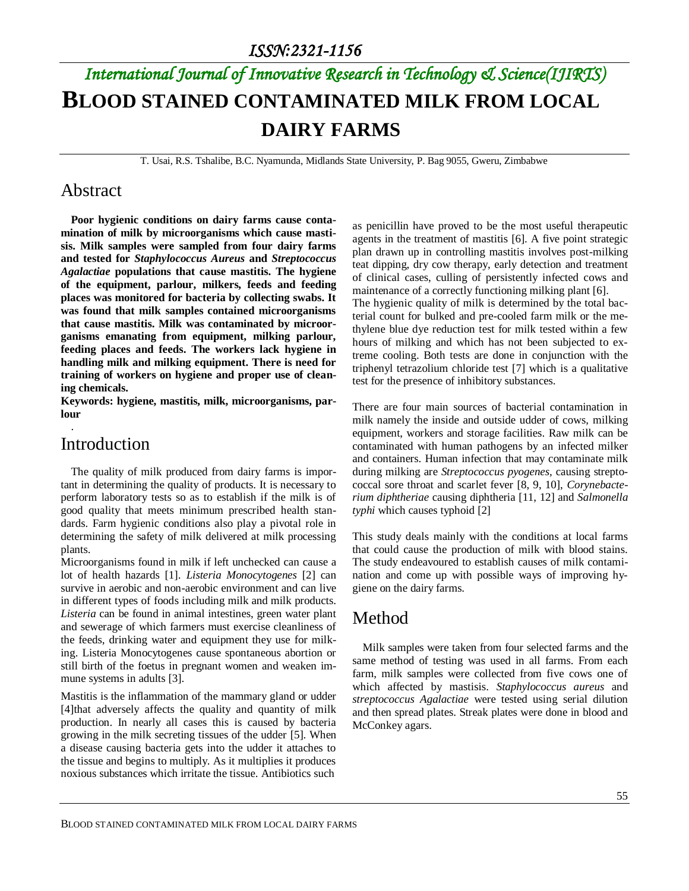ISSN:2321-1156

International Journal of Innovative Research in Technology & Science(IJIRTS)

# BLOOD STAINED CONTAMINATED MILK FROM LOCAL DAIRY FARMS

T. Usai, R.S. Tshalibe, B.C. Nyamunda, Midlands State University, P. Bag 9055, Gweru, Zimbabwe

## Abstract

**Poor hygienic conditions on dairy farms cause contamination of milk by microorganisms which cause mastisis. Milk samples were sampled from four dairy farms and tested for *Staphylococcus Aureus* and *Streptococcus Agalactiae* populations that cause mastitis. The hygiene of the equipment, parlour, milkers, feeds and feeding places was monitored for bacteria by collecting swabs. It was found that milk samples contained microorganisms that cause mastitis. Milk was contaminated by microorganisms emanating from equipment, milking parlour, feeding places and feeds. The workers lack hygiene in handling milk and milking equipment. There is need for training of workers on hygiene and proper use of cleaning chemicals.**

**Keywords: hygiene, mastitis, milk, microorganisms, parlour**

## Introduction

The quality of milk produced from dairy farms is important in determining the quality of products. It is necessary to perform laboratory tests so as to establish if the milk is of good quality that meets minimum prescribed health standards. Farm hygienic conditions also play a pivotal role in determining the safety of milk delivered at milk processing plants.

Microorganisms found in milk if left unchecked can cause a lot of health hazards [1]. *Listeria Monocytogenes* [2] can survive in aerobic and non-aerobic environment and can live in different types of foods including milk and milk products. *Listeria* can be found in animal intestines, green water plant and sewerage of which farmers must exercise cleanliness of the feeds, drinking water and equipment they use for milking. Listeria Monocytogenes cause spontaneous abortion or still birth of the foetus in pregnant women and weaken immune systems in adults [3].

Mastitis is the inflammation of the mammary gland or udder [4]that adversely affects the quality and quantity of milk production. In nearly all cases this is caused by bacteria growing in the milk secreting tissues of the udder [5]. When a disease causing bacteria gets into the udder it attaches to the tissue and begins to multiply. As it multiplies it produces noxious substances which irritate the tissue. Antibiotics such as penicillin have proved to be the most useful therapeutic agents in the treatment of mastitis [6]. A five point strategic plan drawn up in controlling mastitis involves post-milking teat dipping, dry cow therapy, early detection and treatment of clinical cases, culling of persistently infected cows and maintenance of a correctly functioning milking plant [6].

The hygienic quality of milk is determined by the total bacterial count for bulked and pre-cooled farm milk or the methylene blue dye reduction test for milk tested within a few hours of milking and which has not been subjected to extreme cooling. Both tests are done in conjunction with the triphenyl tetrazolium chloride test [7] which is a qualitative test for the presence of inhibitory substances.

There are four main sources of bacterial contamination in milk namely the inside and outside udder of cows, milking equipment, workers and storage facilities. Raw milk can be contaminated with human pathogens by an infected milker and containers. Human infection that may contaminate milk during milking are *Streptococcus pyogenes,* causing streptococcal sore throat and scarlet fever [8, 9, 10], *Corynebacterium diphtheriae* causing diphtheria [11, 12] and *Salmonella typhi* which causes typhoid [2]

This study deals mainly with the conditions at local farms that could cause the production of milk with blood stains. The study endeavoured to establish causes of milk contamination and come up with possible ways of improving hygiene on the dairy farms.

## Method

Milk samples were taken from four selected farms and the same method of testing was used in all farms. From each farm, milk samples were collected from five cows one of which affected by mastisis. *Staphylococcus aureus* and *streptococcus Agalactiae* were tested using serial dilution and then spread plates. Streak plates were done in blood and McConkey agars.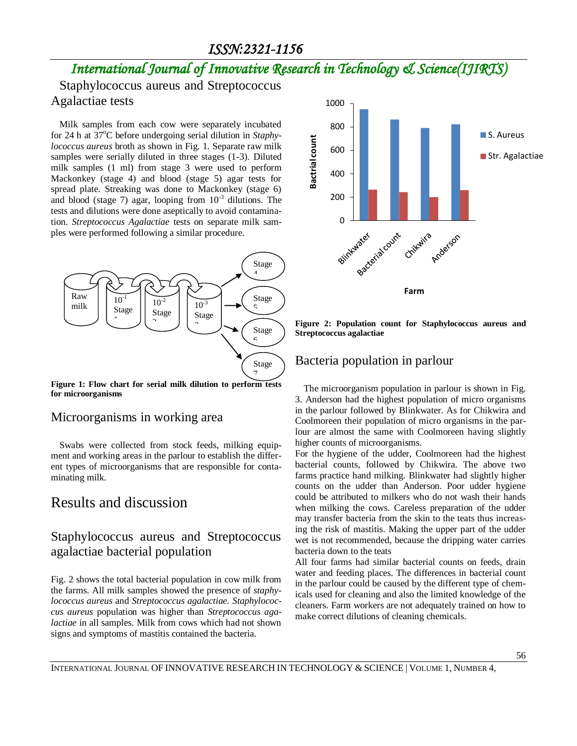## Staphylococcus aureus and Streptococcus Agalactiae tests

Milk samples from each cow were separately incubated for 24 h at 37°C before undergoing serial dilution in *Staphylococcus aureus* broth as shown in Fig. 1. Separate raw milk samples were serially diluted in three stages (1-3). Diluted milk samples (1 ml) from stage 3 were used to perform Mackonkey (stage 4) and blood (stage 5) agar tests for spread plate. Streaking was done to Mackonkey (stage 6) and blood (stage 7) agar, looping from $10^{-3}$ dilutions. The tests and dilutions were done aseptically to avoid contamination. *Streptococcus Agalactiae* tests on separate milk samples were performed following a similar procedure.

**Figure 1: Flow chart for serial milk dilution to perform tests for microorganisms**

## Microorganisms in working area

Swabs were collected from stock feeds, milking equipment and working areas in the parlour to establish the different types of microorganisms that are responsible for contaminating milk.

# Results and discussion

## Staphylococcus aureus and Streptococcus agalactiae bacterial population

Fig. 2 shows the total bacterial population in cow milk from the farms. All milk samples showed the presence of *staphylococcus aureus* and *Streptococcus agalactiae*. *Staphylococcus aureus* population was higher than *Streptococcus agalactiae* in all samples. Milk from cows which had not shown signs and symptoms of mastitis contained the bacteria.

**Figure 2: Population count for Staphylococcus aureus and Streptococcus agalactiae**

## Bacteria population in parlour

The microorganism population in parlour is shown in Fig. 3. Anderson had the highest population of micro organisms in the parlour followed by Blinkwater. As for Chikwira and Coolmoreen their population of micro organisms in the parlour are almost the same with Coolmoreen having slightly higher counts of microorganisms.

For the hygiene of the udder, Coolmoreen had the highest bacterial counts, followed by Chikwira. The above two farms practice hand milking. Blinkwater had slightly higher counts on the udder than Anderson. Poor udder hygiene could be attributed to milkers who do not wash their hands when milking the cows. Careless preparation of the udder may transfer bacteria from the skin to the teats thus increasing the risk of mastitis. Making the upper part of the udder wet is not recommended, because the dripping water carries bacteria down to the teats

All four farms had similar bacterial counts on feeds, drain water and feeding places. The differences in bacterial count in the parlour could be caused by the different type of chemicals used for cleaning and also the limited knowledge of the cleaners. Farm workers are not adequately trained on how to make correct dilutions of cleaning chemicals.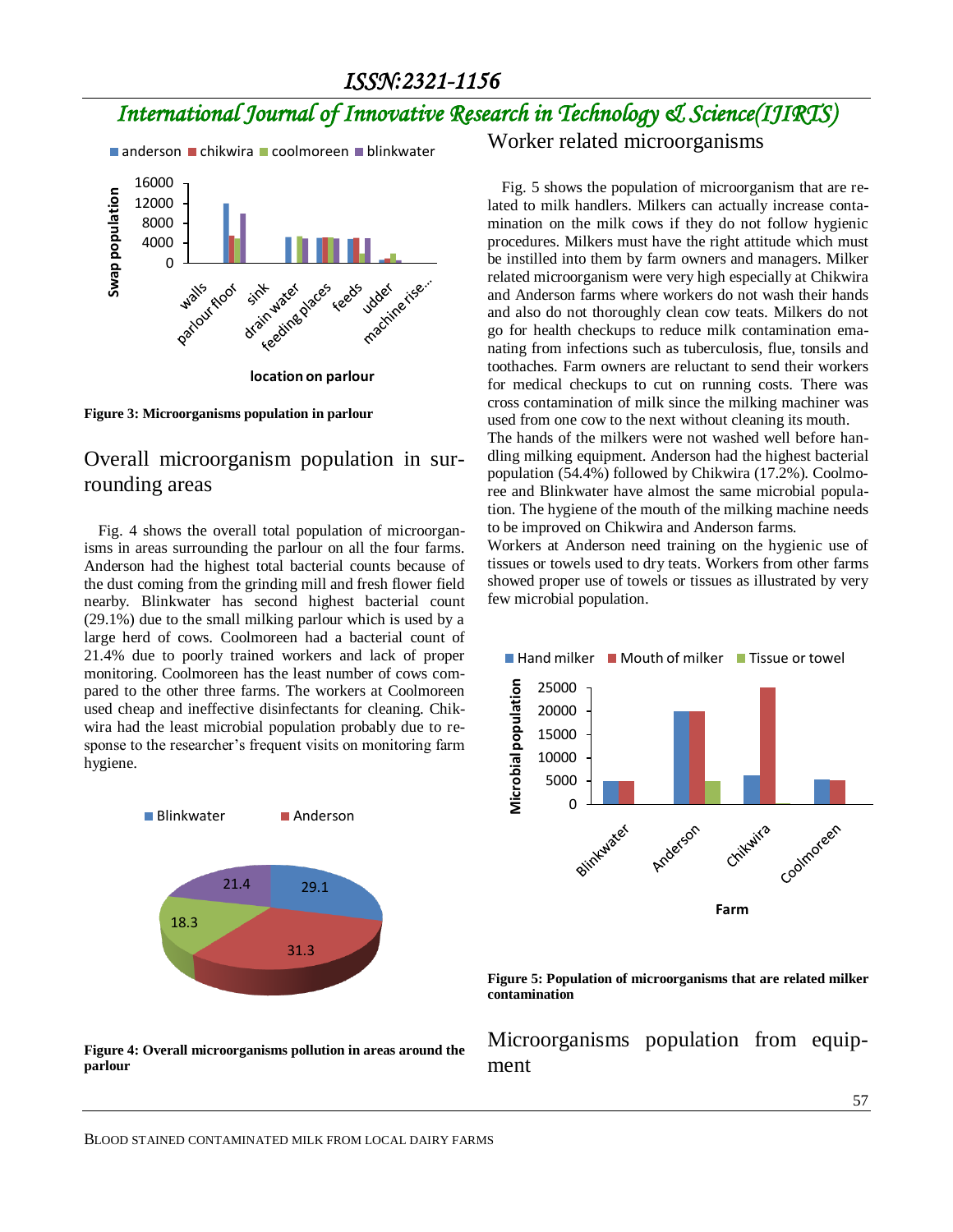Figure 3: Microorganisms population in parlour

## Overall microorganism population in surrounding areas

Fig. 4 shows the overall total population of microorganisms in areas surrounding the parlour on all the four farms. Anderson had the highest total bacterial counts because of the dust coming from the grinding mill and fresh flower field nearby. Blinkwater has second highest bacterial count (29.1%) due to the small milking parlour which is used by a large herd of cows. Coolmoreen had a bacterial count of 21.4% due to poorly trained workers and lack of proper monitoring. Coolmoreen has the least number of cows compared to the other three farms. The workers at Coolmoreen used cheap and ineffective disinfectants for cleaning. Chikwira had the least microbial population probably due to response to the researcher's frequent visits on monitoring farm hygiene.

Figure 4: Overall microorganisms pollution in areas around the parlour

## Worker related microorganisms

Fig. 5 shows the population of microorganism that are related to milk handlers. Milkers can actually increase contamination on the milk cows if they do not follow hygienic procedures. Milkers must have the right attitude which must be instilled into them by farm owners and managers. Milker related microorganism were very high especially at Chikwira and Anderson farms where workers do not wash their hands and also do not thoroughly clean cow teats. Milkers do not go for health checkups to reduce milk contamination emanating from infections such as tuberculosis, flue, tonsils and toothaches. Farm owners are reluctant to send their workers for medical checkups to cut on running costs. There was cross contamination of milk since the milking machiner was used from one cow to the next without cleaning its mouth.

The hands of the milkers were not washed well before handling milking equipment. Anderson had the highest bacterial population (54.4%) followed by Chikwira (17.2%). Coolmoree and Blinkwater have almost the same microbial population. The hygiene of the mouth of the milking machine needs to be improved on Chikwira and Anderson farms.

Workers at Anderson need training on the hygienic use of tissues or towels used to dry teats. Workers from other farms showed proper use of towels or tissues as illustrated by very few microbial population.

Figure 5: Population of microorganisms that are related milker contamination

## Microorganisms population from equipment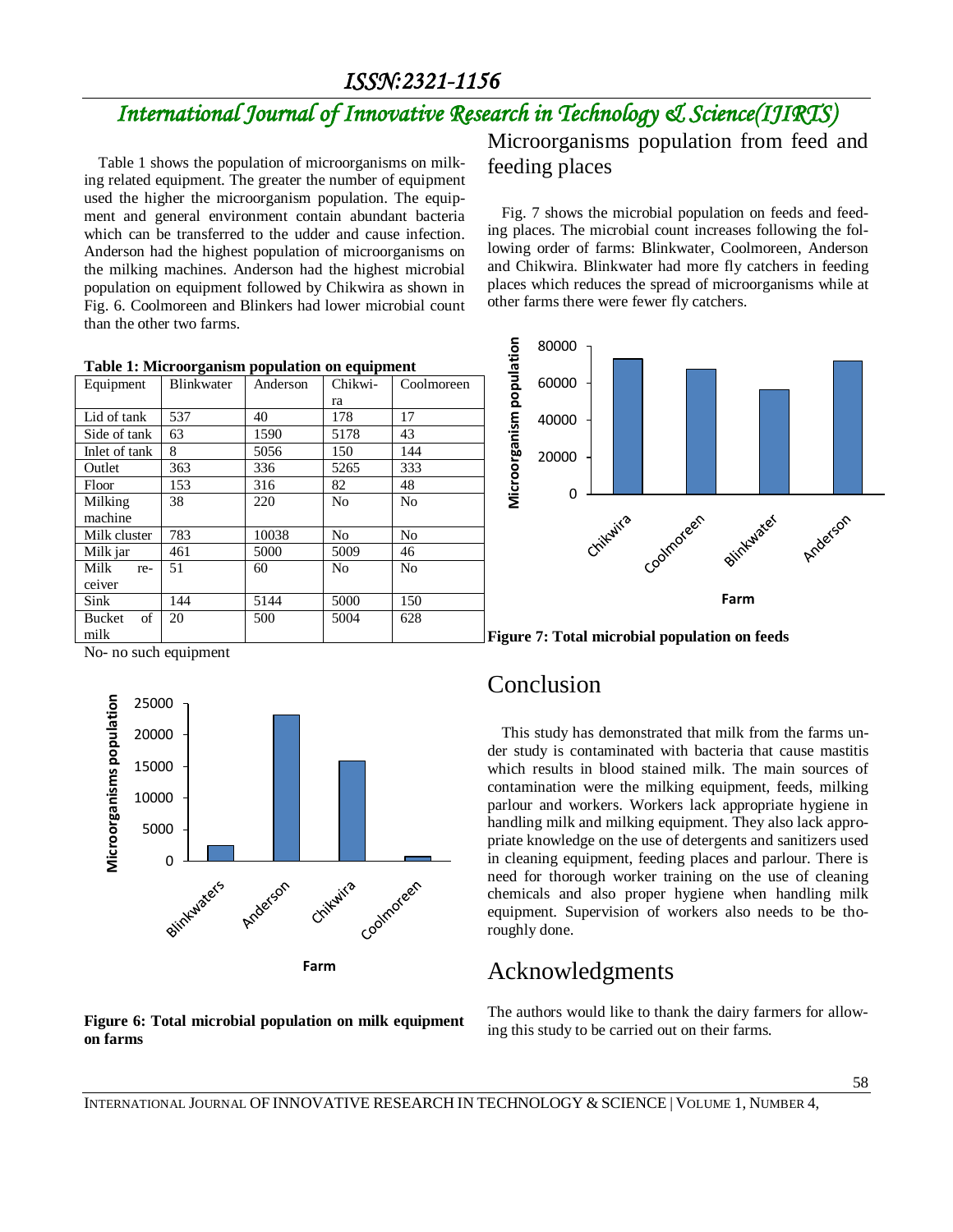Table 1 shows the population of microorganisms on milking related equipment. The greater the number of equipment used the higher the microorganism population. The equipment and general environment contain abundant bacteria which can be transferred to the udder and cause infection. Anderson had the highest population of microorganisms on the milking machines. Anderson had the highest microbial population on equipment followed by Chikwira as shown in Fig. 6. Coolmoreen and Blinkers had lower microbial count than the other two farms.

**Table 1: Microorganism population on equipment**

| Equipment | Blinkwater | Anderson | Chikwira | Coolmoreen |
|---|---|---|---|---|
| Lid of tank | 537 | 40 | 178 | 17 |
| Side of tank | 63 | 1590 | 5178 | 43 |
| Inlet of tank | 8 | 5056 | 150 | 144 |
| Outlet | 363 | 336 | 5265 | 333 |
| Floor | 153 | 316 | 82 | 48 |
| Milking machine | 38 | 220 | No | No |
| Milk cluster | 783 | 10038 | No | No |
| Milk jar | 461 | 5000 | 5009 | 46 |
| Milk receiver | 51 | 60 | No | No |
| Sink | 144 | 5144 | 5000 | 150 |
| Bucket of milk | 20 | 500 | 5004 | 628 |

No- no such equipment

**Figure 6: Total microbial population on milk equipment on farms**

## Microorganisms population from feed and feeding places

Fig. 7 shows the microbial population on feeds and feeding places. The microbial count increases following the following order of farms: Blinkwater, Coolmoreen, Anderson and Chikwira. Blinkwater had more fly catchers in feeding places which reduces the spread of microorganisms while at other farms there were fewer fly catchers.

**Figure 7: Total microbial population on feeds**

## Conclusion

This study has demonstrated that milk from the farms under study is contaminated with bacteria that cause mastitis which results in blood stained milk. The main sources of contamination were the milking equipment, feeds, milking parlour and workers. Workers lack appropriate hygiene in handling milk and milking equipment. They also lack appropriate knowledge on the use of detergents and sanitizers used in cleaning equipment, feeding places and parlour. There is need for thorough worker training on the use of cleaning chemicals and also proper hygiene when handling milk equipment. Supervision of workers also needs to be thoroughly done.

## Acknowledgments

The authors would like to thank the dairy farmers for allowing this study to be carried out on their farms.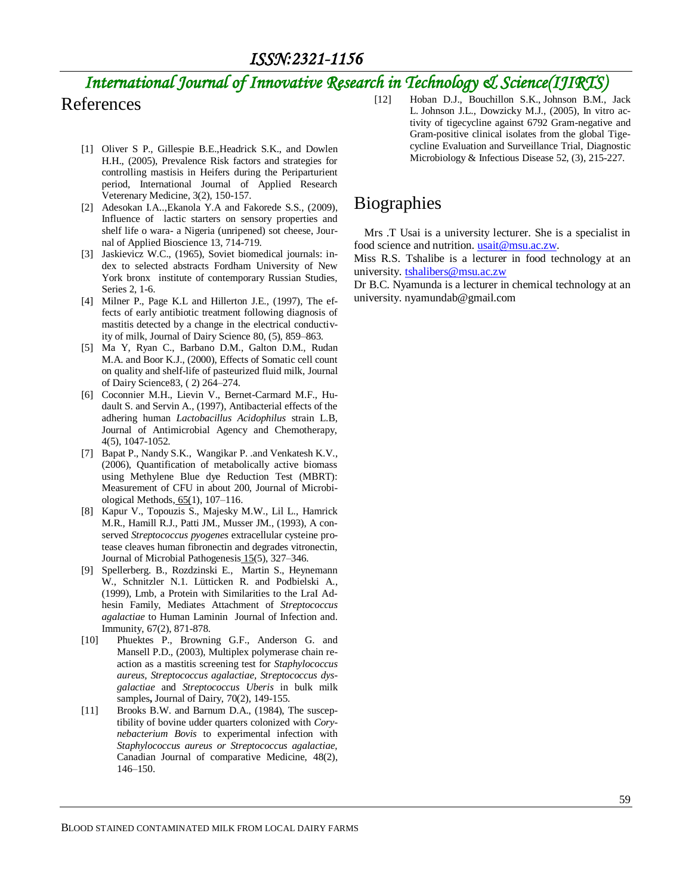# References

[1] Oliver S P., Gillespie B.E.,Headrick S.K., and Dowlen H.H., (2005), Prevalence Risk factors and strategies for controlling mastisis in Heifers during the Periparturient period, International Journal of Applied Research Veterenary Medicine, 3(2), 150-157.

[2] Adesokan I.A..,Ekanola Y.A and Fakorede S.S., (2009), Influence of lactic starters on sensory properties and shelf life o wara- a Nigeria (unripened) sot cheese, Journal of Applied Bioscience 13, 714-719.

[3] Jaskievicz W.C., (1965), Soviet biomedical journals: index to selected abstracts Fordham University of New York bronx institute of contemporary Russian Studies, Series 2, 1-6.

[4] Milner P., Page K.L and Hillerton J.E., (1997), The effects of early antibiotic treatment following diagnosis of mastitis detected by a change in the electrical conductivity of milk, Journal of Dairy Science 80, (5), 859–863.

[5] Ma Y, Ryan C., Barbano D.M., Galton D.M., Rudan M.A. and Boor K.J., (2000), Effects of Somatic cell count on quality and shelf-life of pasteurized fluid milk, Journal of Dairy Science83, ( 2) 264–274.

[6] Coconnier M.H., Lievin V., Bernet-Carmard M.F., Hudault S. and Servin A., (1997), Antibacterial effects of the adhering human *Lactobacillus Acidophilus* strain L.B, Journal of Antimicrobial Agency and Chemotherapy, 4(5), 1047-1052.

[7] Bapat P., Nandy S.K., Wangikar P. .and Venkatesh K.V., (2006), Quantification of metabolically active biomass using Methylene Blue dye Reduction Test (MBRT): Measurement of CFU in about 200, Journal of Microbiological Methods, 65(1), 107–116.

[8] Kapur V., Topouzis S., Majesky M.W., Lil L., Hamrick M.R., Hamill R.J., Patti JM., Musser JM., (1993), A conserved *Streptococcus pyogenes* extracellular cysteine protease cleaves human fibronectin and degrades vitronectin, Journal of Microbial Pathogenesis 15(5), 327–346.

[9] Spellerberg. B., Rozdzinski E., Martin S., Heynemann W., Schnitzler N.1. Lütticken R. and Podbielski A., (1999), Lmb, a Protein with Similarities to the LraI Adhesin Family, Mediates Attachment of *Streptococcus agalactiae* to Human Laminin Journal of Infection and. Immunity, 67(2), 871-878.

[10] Phuektes P., Browning G.F., Anderson G. and Mansell P.D., (2003), Multiplex polymerase chain reaction as a mastitis screening test for *Staphylococcus aureus, Streptococcus agalactiae, Streptococcus dysgalactiae* and *Streptococcus Uberis* in bulk milk samples**,** Journal of Dairy, 70(2), 149-155.

[11] Brooks B.W. and Barnum D.A., (1984), The susceptibility of bovine udder quarters colonized with *Corynebacterium Bovis* to experimental infection with *Staphylococcus aureus or Streptococcus agalactiae*, Canadian Journal of comparative Medicine, 48(2), 146–150.

[12] Hoban D.J., Bouchillon S.K., Johnson B.M., Jack L. Johnson J.L., Dowzicky M.J., (2005), In vitro activity of tigecycline against 6792 Gram-negative and Gram-positive clinical isolates from the global Tigecycline Evaluation and Surveillance Trial, Diagnostic Microbiology & Infectious Disease 52, (3), 215-227.

# Biographies

Mrs .T Usai is a university lecturer. She is a specialist in food science and nutrition. usait@msu.ac.zw.

Miss R.S. Tshalibe is a lecturer in food technology at an university. tshalibers@msu.ac.zw

Dr B.C. Nyamunda is a lecturer in chemical technology at an university. nyamundab@gmail.com